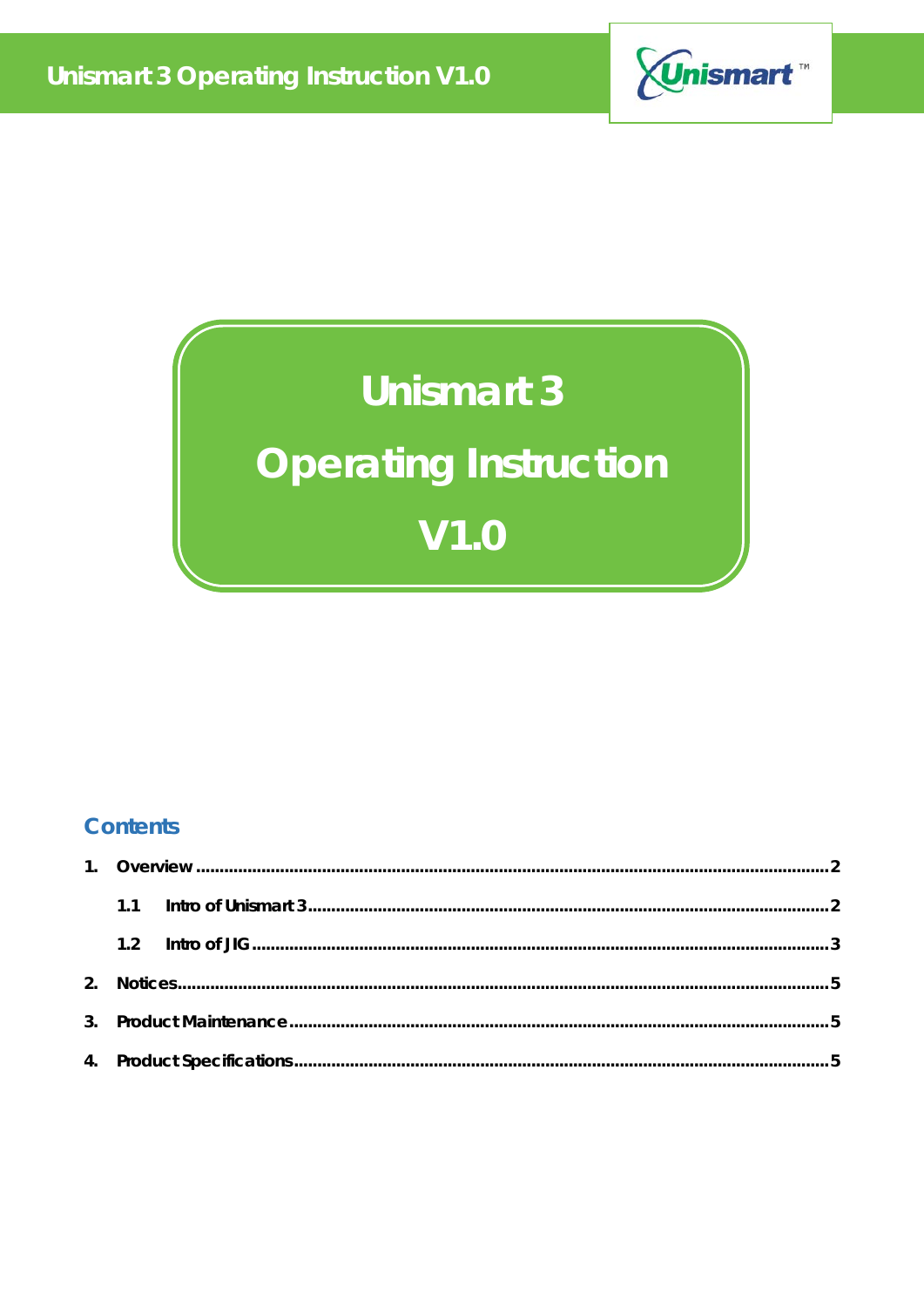# Unismart 3

# Operating Instruction

# V1.0

## Contents

1. Overview .......................................................... 2
   - 1.1 Intro of Unismart 3 .......................................... 2
   - 1.2 Intro of JIG ................................................. 3
2. Notices ........................................................... 5
3. Product Maintenance ............................................... 5
4. Product Specifications ............................................ 5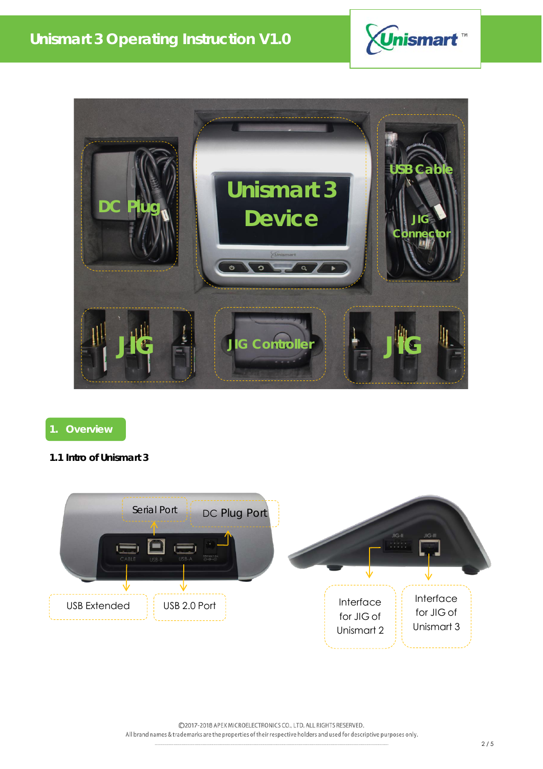# 1. Overview

### 1.1 Intro of Unismart 3

Serial Port

DC Plug Port

USB Extended

USB 2.0 Port

Interface for JIG of Unismart 2

Interface for JIG of Unismart 3

©2017-2018 APEX MICROELECTRONICS CO., LTD. ALL RIGHTS RESERVED.
All brand names & trademarks are the properties of their respective holders and used for descriptive purposes only.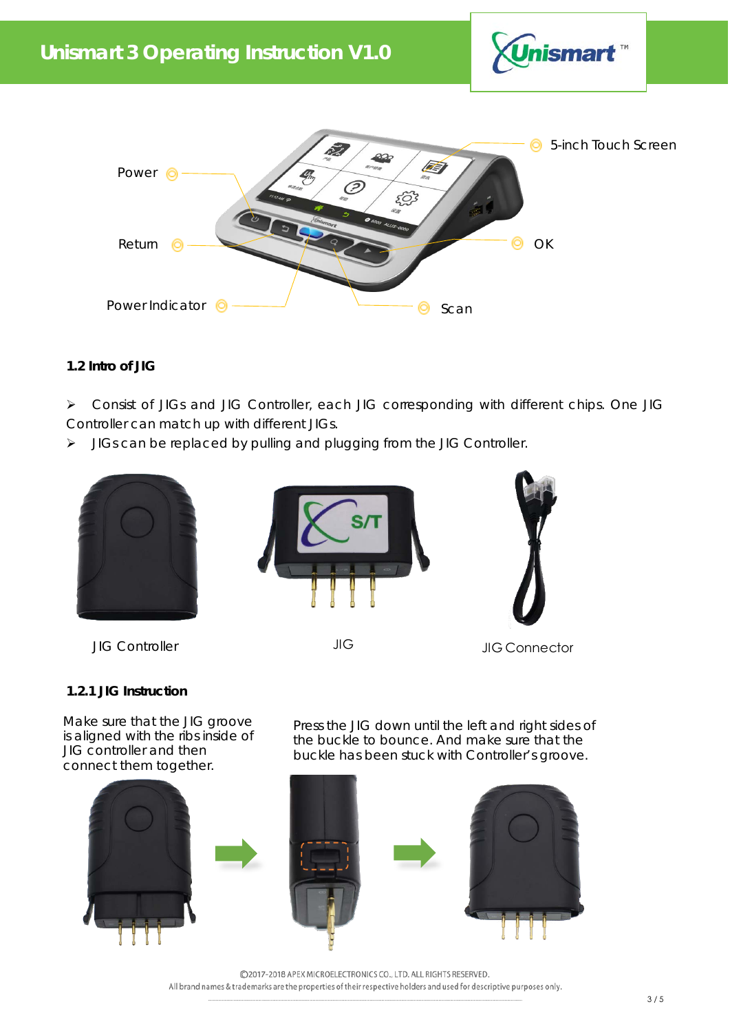Power

Return

Power Indicator

5-inch Touch Screen

OK

Scan

### 1.2 Intro of JIG

- Consist of JIGs and JIG Controller, each JIG corresponding with different chips. One JIG Controller can match up with different JIGs.
- JIGs can be replaced by pulling and plugging from the JIG Controller.

JIG Controller

JIG

JIG Connector

#### 1.2.1 JIG Instruction

Make sure that the JIG groove is aligned with the ribs inside of JIG controller and then connect them together.

Press the JIG down until the left and right sides of the buckle to bounce. And make sure that the buckle has been stuck with Controller's groove.

©2017-2018 APEX MICROELECTRONICS CO., LTD. ALL RIGHTS RESERVED.
All brand names & trademarks are the properties of their respective holders and used for descriptive purposes only.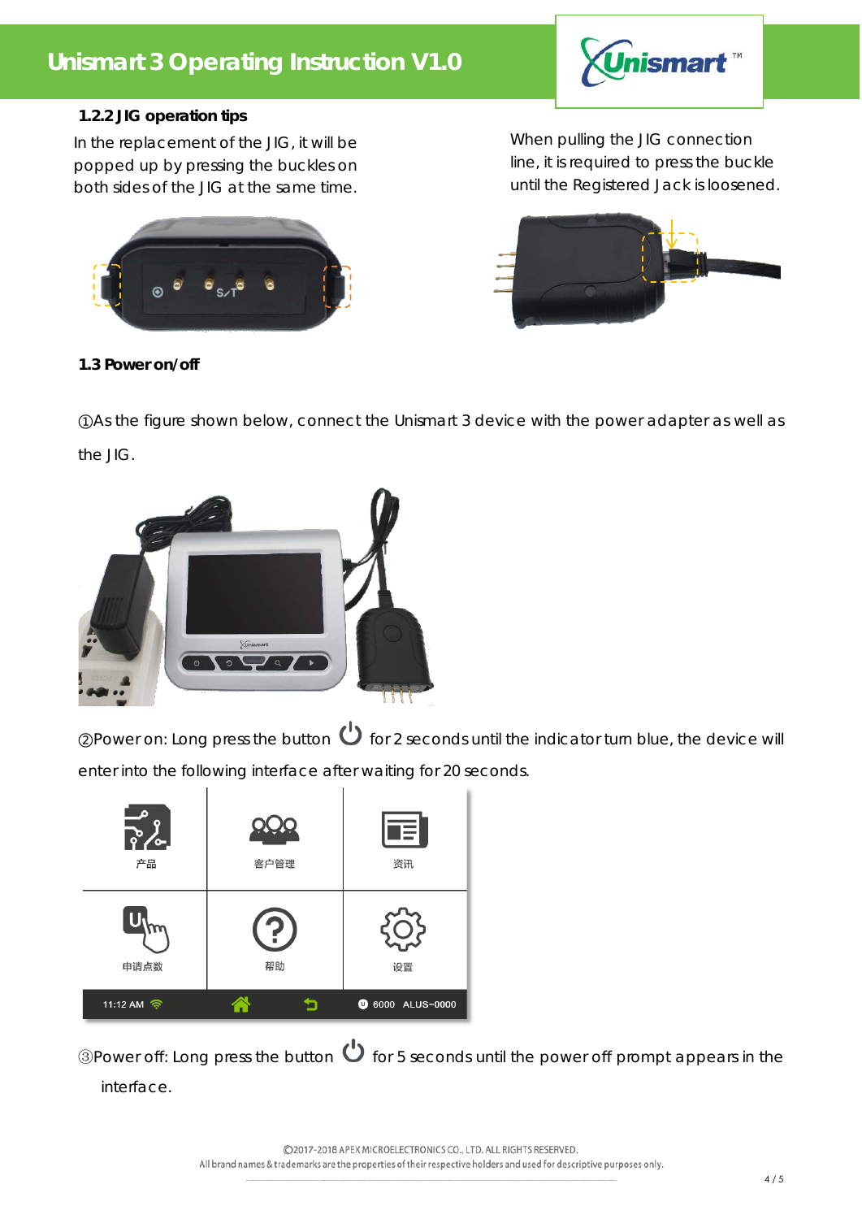### 1.2.2 JIG operation tips

In the replacement of the JIG, it will be popped up by pressing the buckles on both sides of the JIG at the same time.

When pulling the JIG connection line, it is required to press the buckle until the Registered Jack is loosened.

### 1.3 Power on/off

①As the figure shown below, connect the Unismart 3 device with the power adapter as well as the JIG.

②Power on: Long press the button ⏻ for 2 seconds until the indicator turn blue, the device will enter into the following interface after waiting for 20 seconds.

③Power off: Long press the button ⏻ for 5 seconds until the power off prompt appears in the interface.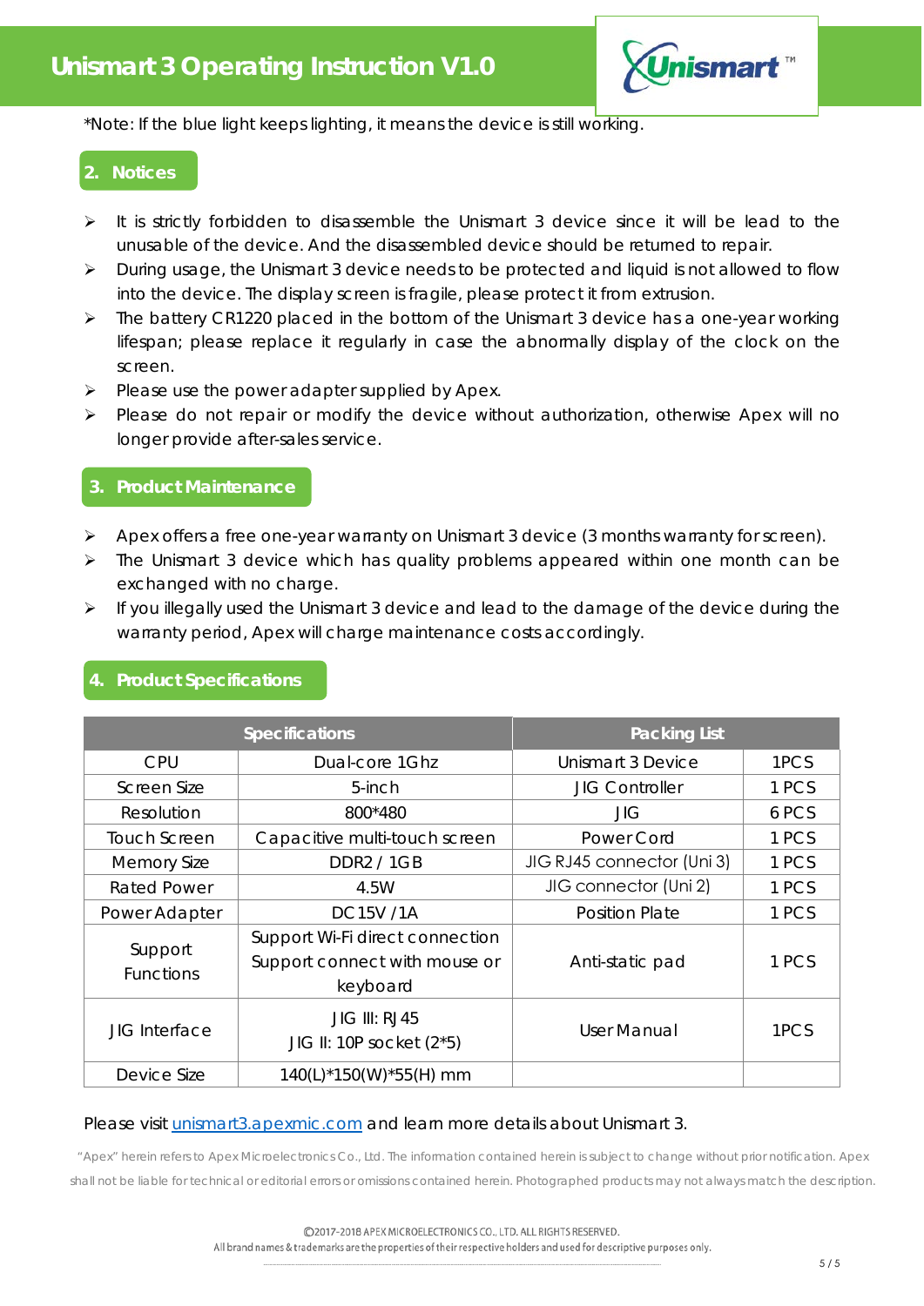*Note: If the blue light keeps lighting, it means the device is still working.

## 2. Notices

- It is strictly forbidden to disassemble the Unismart 3 device since it will be lead to the unusable of the device. And the disassembled device should be returned to repair.
- During usage, the Unismart 3 device needs to be protected and liquid is not allowed to flow into the device. The display screen is fragile, please protect it from extrusion.
- The battery CR1220 placed in the bottom of the Unismart 3 device has a one-year working lifespan; please replace it regularly in case the abnormally display of the clock on the screen.
- Please use the power adapter supplied by Apex.
- Please do not repair or modify the device without authorization, otherwise Apex will no longer provide after-sales service.

## 3. Product Maintenance

- Apex offers a free one-year warranty on Unismart 3 device (3 months warranty for screen).
- The Unismart 3 device which has quality problems appeared within one month can be exchanged with no charge.
- If you illegally used the Unismart 3 device and lead to the damage of the device during the warranty period, Apex will charge maintenance costs accordingly.

## 4. Product Specifications

| Specifications | | Packing List | |
|---|---|---|---|
| CPU | Dual-core 1Ghz | Unismart 3 Device | 1PCS |
| Screen Size | 5-inch | JIG Controller | 1 PCS |
| Resolution | 800*480 | JIG | 6 PCS |
| Touch Screen | Capacitive multi-touch screen | Power Cord | 1 PCS |
| Memory Size | DDR2 / 1GB | JIG RJ45 connector (Uni 3) | 1 PCS |
| Rated Power | 4.5W | JIG connector (Uni 2) | 1 PCS |
| Power Adapter | DC 15V / 1A | Position Plate | 1 PCS |
| Support Functions | Support Wi-Fi direct connection<br>Support connect with mouse or keyboard | Anti-static pad | 1 PCS |
| JIG Interface | JIG III: RJ45<br>JIG II: 10P socket (2*5) | User Manual | 1PCS |
| Device Size | 140(L)*150(W)*55(H) mm | | |

Please visit [unismart3.apexmic.com](unismart3.apexmic.com) and learn more details about Unismart 3.

"Apex" herein refers to Apex Microelectronics Co., Ltd. The information contained herein is subject to change without prior notification. Apex shall not be liable for technical or editorial errors or omissions contained herein. Photographed products may not always match the description.

©2017-2018 APEX MICROELECTRONICS CO., LTD. ALL RIGHTS RESERVED.
All brand names & trademarks are the properties of their respective holders and used for descriptive purposes only.